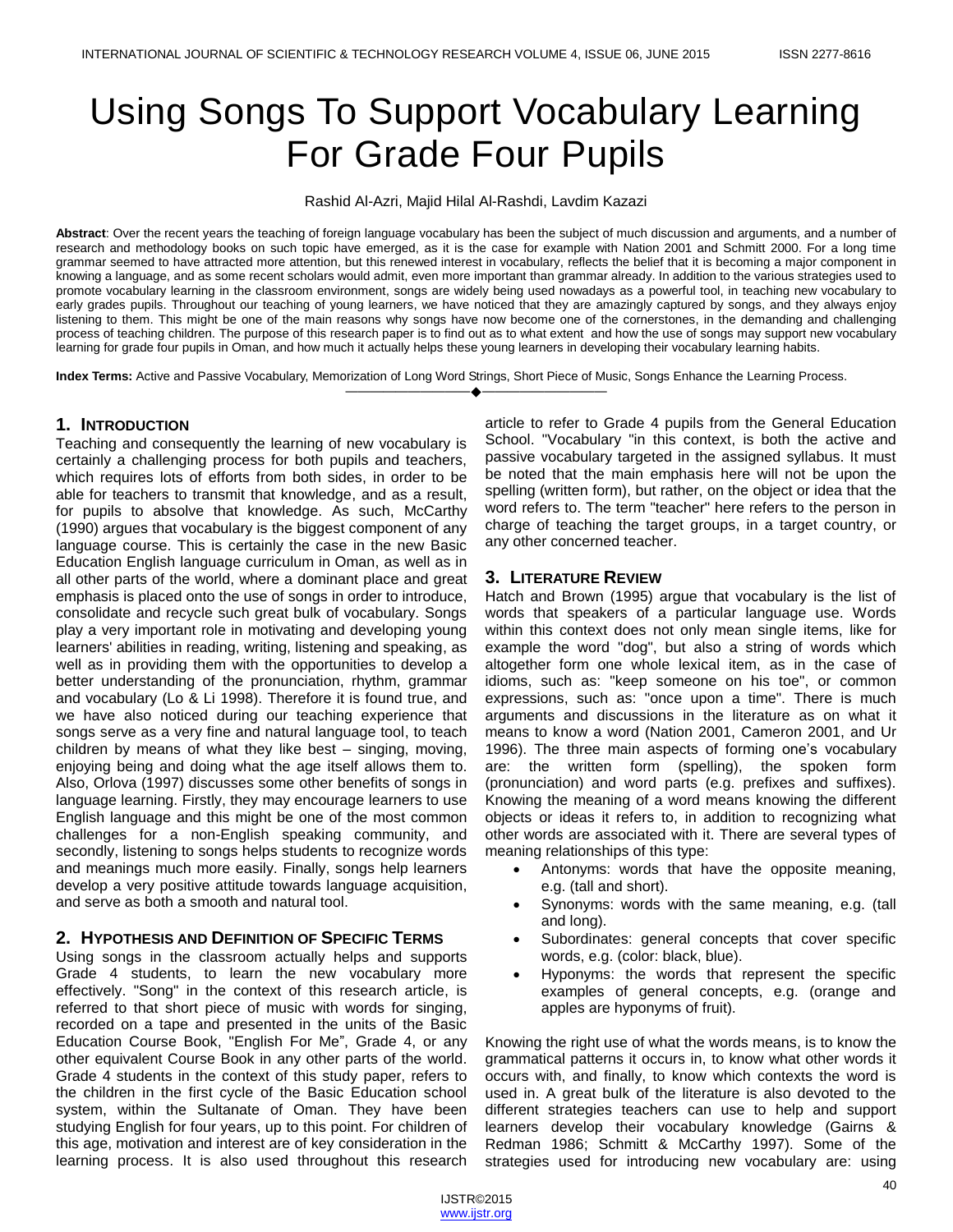# Using Songs To Support Vocabulary Learning For Grade Four Pupils

Rashid Al-Azri, Majid Hilal Al-Rashdi, Lavdim Kazazi

**Abstract**: Over the recent years the teaching of foreign language vocabulary has been the subject of much discussion and arguments, and a number of research and methodology books on such topic have emerged, as it is the case for example with Nation 2001 and Schmitt 2000. For a long time grammar seemed to have attracted more attention, but this renewed interest in vocabulary, reflects the belief that it is becoming a major component in knowing a language, and as some recent scholars would admit, even more important than grammar already. In addition to the various strategies used to promote vocabulary learning in the classroom environment, songs are widely being used nowadays as a powerful tool, in teaching new vocabulary to early grades pupils. Throughout our teaching of young learners, we have noticed that they are amazingly captured by songs, and they always enjoy listening to them. This might be one of the main reasons why songs have now become one of the cornerstones, in the demanding and challenging process of teaching children. The purpose of this research paper is to find out as to what extent and how the use of songs may support new vocabulary learning for grade four pupils in Oman, and how much it actually helps these young learners in developing their vocabulary learning habits.

**Index Terms:** Active and Passive Vocabulary, Memorization of Long Word Strings, Short Piece of Music, Songs Enhance the Learning Process.

## 1. Introduction

Teaching and consequently the learning of new vocabulary is certainly a challenging process for both pupils and teachers, which requires lots of efforts from both sides, in order to be able for teachers to transmit that knowledge, and as a result, for pupils to absolve that knowledge. As such, McCarthy (1990) argues that vocabulary is the biggest component of any language course. This is certainly the case in the new Basic Education English language curriculum in Oman, as well as in all other parts of the world, where a dominant place and great emphasis is placed onto the use of songs in order to introduce, consolidate and recycle such great bulk of vocabulary. Songs play a very important role in motivating and developing young learners' abilities in reading, writing, listening and speaking, as well as in providing them with the opportunities to develop a better understanding of the pronunciation, rhythm, grammar and vocabulary (Lo & Li 1998). Therefore it is found true, and we have also noticed during our teaching experience that songs serve as a very fine and natural language tool, to teach children by means of what they like best – singing, moving, enjoying being and doing what the age itself allows them to. Also, Orlova (1997) discusses some other benefits of songs in language learning. Firstly, they may encourage learners to use English language and this might be one of the most common challenges for a non-English speaking community, and secondly, listening to songs helps students to recognize words and meanings much more easily. Finally, songs help learners develop a very positive attitude towards language acquisition, and serve as both a smooth and natural tool.

## 2. Hypothesis and Definition of Specific Terms

Using songs in the classroom actually helps and supports Grade 4 students, to learn the new vocabulary more effectively. "Song" in the context of this research article, is referred to that short piece of music with words for singing, recorded on a tape and presented in the units of the Basic Education Course Book, "English For Me", Grade 4, or any other equivalent Course Book in any other parts of the world. Grade 4 students in the context of this study paper, refers to the children in the first cycle of the Basic Education school system, within the Sultanate of Oman. They have been studying English for four years, up to this point. For children of this age, motivation and interest are of key consideration in the learning process. It is also used throughout this research article to refer to Grade 4 pupils from the General Education School. "Vocabulary "in this context, is both the active and passive vocabulary targeted in the assigned syllabus. It must be noted that the main emphasis here will not be upon the spelling (written form), but rather, on the object or idea that the word refers to. The term "teacher" here refers to the person in charge of teaching the target groups, in a target country, or any other concerned teacher.

## 3. Literature Review

Hatch and Brown (1995) argue that vocabulary is the list of words that speakers of a particular language use. Words within this context does not only mean single items, like for example the word "dog", but also a string of words which altogether form one whole lexical item, as in the case of idioms, such as: "keep someone on his toe", or common expressions, such as: "once upon a time". There is much arguments and discussions in the literature as on what it means to know a word (Nation 2001, Cameron 2001, and Ur 1996). The three main aspects of forming one's vocabulary are: the written form (spelling), the spoken form (pronunciation) and word parts (e.g. prefixes and suffixes). Knowing the meaning of a word means knowing the different objects or ideas it refers to, in addition to recognizing what other words are associated with it. There are several types of meaning relationships of this type:

- Antonyms: words that have the opposite meaning, e.g. (tall and short).
- Synonyms: words with the same meaning, e.g. (tall and long).
- Subordinates: general concepts that cover specific words, e.g. (color: black, blue).
- Hyponyms: the words that represent the specific examples of general concepts, e.g. (orange and apples are hyponyms of fruit).

Knowing the right use of what the words means, is to know the grammatical patterns it occurs in, to know what other words it occurs with, and finally, to know which contexts the word is used in. A great bulk of the literature is also devoted to the different strategies teachers can use to help and support learners develop their vocabulary knowledge (Gairns & Redman 1986; Schmitt & McCarthy 1997). Some of the strategies used for introducing new vocabulary are: using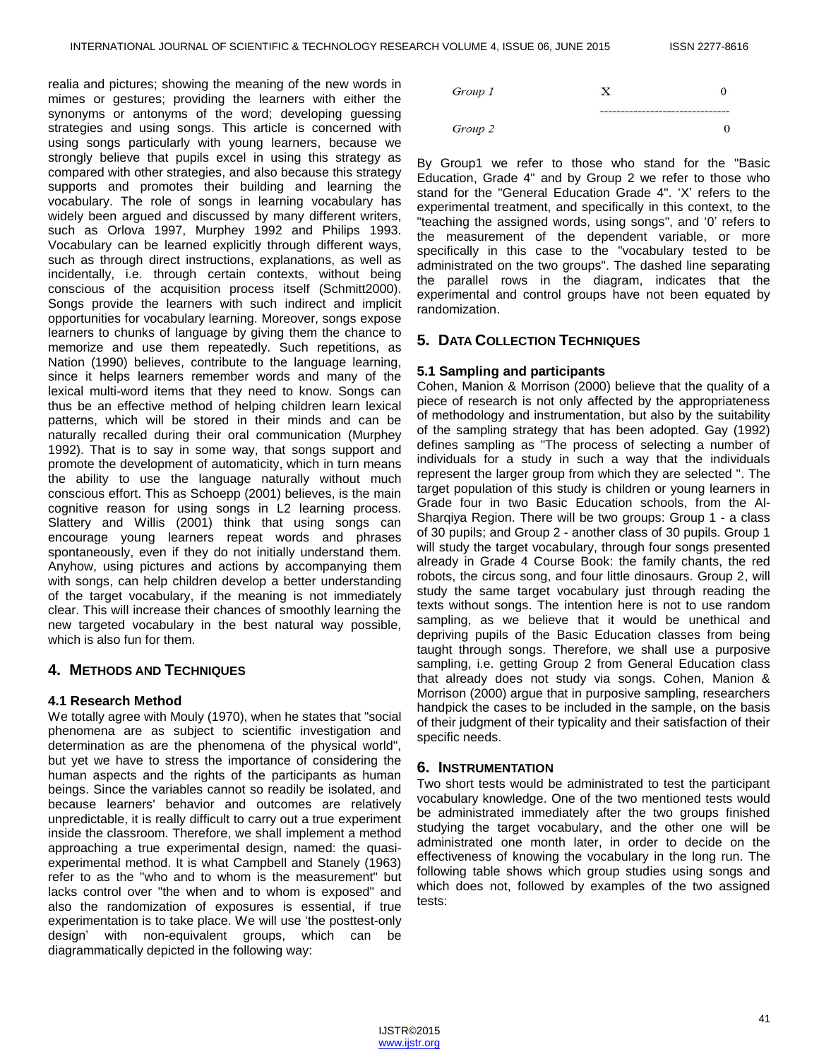realia and pictures; showing the meaning of the new words in mimes or gestures; providing the learners with either the synonyms or antonyms of the word; developing guessing strategies and using songs. This article is concerned with using songs particularly with young learners, because we strongly believe that pupils excel in using this strategy as compared with other strategies, and also because this strategy supports and promotes their building and learning the vocabulary. The role of songs in learning vocabulary has widely been argued and discussed by many different writers, such as Orlova 1997, Murphey 1992 and Philips 1993. Vocabulary can be learned explicitly through different ways, such as through direct instructions, explanations, as well as incidentally, i.e. through certain contexts, without being conscious of the acquisition process itself (Schmitt2000). Songs provide the learners with such indirect and implicit opportunities for vocabulary learning. Moreover, songs expose learners to chunks of language by giving them the chance to memorize and use them repeatedly. Such repetitions, as Nation (1990) believes, contribute to the language learning, since it helps learners remember words and many of the lexical multi-word items that they need to know. Songs can thus be an effective method of helping children learn lexical patterns, which will be stored in their minds and can be naturally recalled during their oral communication (Murphey 1992). That is to say in some way, that songs support and promote the development of automaticity, which in turn means the ability to use the language naturally without much conscious effort. This as Schoepp (2001) believes, is the main cognitive reason for using songs in L2 learning process. Slattery and Willis (2001) think that using songs can encourage young learners repeat words and phrases spontaneously, even if they do not initially understand them. Anyhow, using pictures and actions by accompanying them with songs, can help children develop a better understanding of the target vocabulary, if the meaning is not immediately clear. This will increase their chances of smoothly learning the new targeted vocabulary in the best natural way possible, which is also fun for them.

## 4. Methods and Techniques

### 4.1 Research Method

We totally agree with Mouly (1970), when he states that "social phenomena are as subject to scientific investigation and determination as are the phenomena of the physical world", but yet we have to stress the importance of considering the human aspects and the rights of the participants as human beings. Since the variables cannot so readily be isolated, and because learners' behavior and outcomes are relatively unpredictable, it is really difficult to carry out a true experiment inside the classroom. Therefore, we shall implement a method approaching a true experimental design, named: the quasi-experimental method. It is what Campbell and Stanely (1963) refer to as the "who and to whom is the measurement" but lacks control over "the when and to whom is exposed" and also the randomization of exposures is essential, if true experimentation is to take place. We will use 'the posttest-only design' with non-equivalent groups, which can be diagrammatically depicted in the following way:

```
Group 1          X          0
                 ------------------------------
Group 2                     0
```

By Group1 we refer to those who stand for the "Basic Education, Grade 4" and by Group 2 we refer to those who stand for the "General Education Grade 4". 'X' refers to the experimental treatment, and specifically in this context, to the "teaching the assigned words, using songs", and '0' refers to the measurement of the dependent variable, or more specifically in this case to the "vocabulary tested to be administrated on the two groups". The dashed line separating the parallel rows in the diagram, indicates that the experimental and control groups have not been equated by randomization.

## 5. Data Collection Techniques

### 5.1 Sampling and participants

Cohen, Manion & Morrison (2000) believe that the quality of a piece of research is not only affected by the appropriateness of methodology and instrumentation, but also by the suitability of the sampling strategy that has been adopted. Gay (1992) defines sampling as "The process of selecting a number of individuals for a study in such a way that the individuals represent the larger group from which they are selected ". The target population of this study is children or young learners in Grade four in two Basic Education schools, from the Al-Sharqiya Region. There will be two groups: Group 1 - a class of 30 pupils; and Group 2 - another class of 30 pupils. Group 1 will study the target vocabulary, through four songs presented already in Grade 4 Course Book: the family chants, the red robots, the circus song, and four little dinosaurs. Group 2, will study the same target vocabulary just through reading the texts without songs. The intention here is not to use random sampling, as we believe that it would be unethical and depriving pupils of the Basic Education classes from being taught through songs. Therefore, we shall use a purposive sampling, i.e. getting Group 2 from General Education class that already does not study via songs. Cohen, Manion & Morrison (2000) argue that in purposive sampling, researchers handpick the cases to be included in the sample, on the basis of their judgment of their typicality and their satisfaction of their specific needs.

## 6. Instrumentation

Two short tests would be administrated to test the participant vocabulary knowledge. One of the two mentioned tests would be administrated immediately after the two groups finished studying the target vocabulary, and the other one will be administrated one month later, in order to decide on the effectiveness of knowing the vocabulary in the long run. The following table shows which group studies using songs and which does not, followed by examples of the two assigned tests: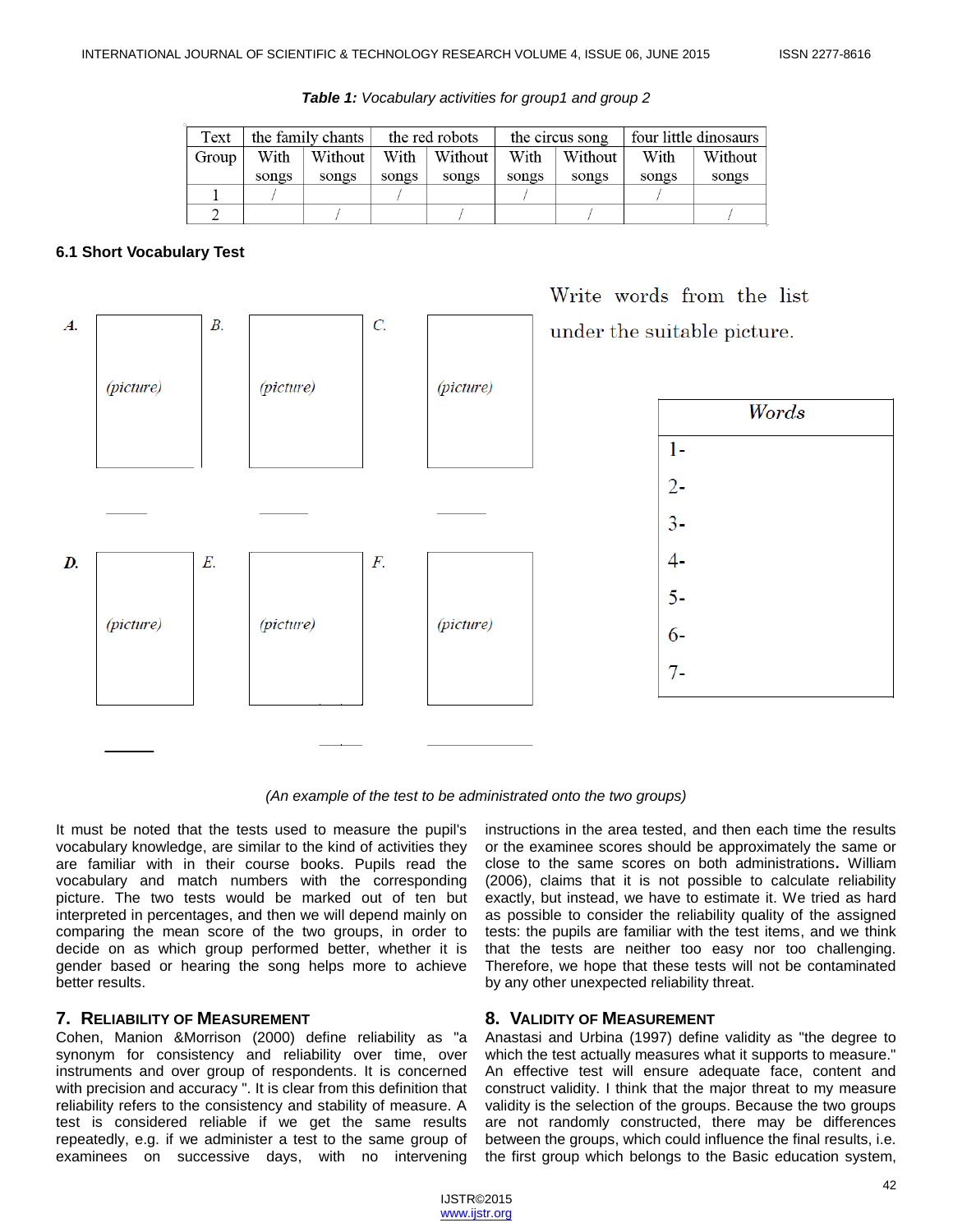***Table 1:** Vocabulary activities for group1 and group 2*

| Text | the family chants | | the red robots | | the circus song | | four little dinosaurs | |
|---|---|---|---|---|---|---|---|---|
| Group | With songs | Without songs | With songs | Without songs | With songs | Without songs | With songs | Without songs |
| 1 | / | | / | | / | | / | |
| 2 | | / | | / | | / | | / |

### 6.1 Short Vocabulary Test

Write words from the list under the suitable picture.

A. (picture) ______ B. (picture) ______ C. (picture) ______

D. (picture) ______ E. (picture) ______ F. (picture) ______

| Words |
|---|
| 1- |
| 2- |
| 3- |
| 4- |
| 5- |
| 6- |
| 7- |

*(An example of the test to be administrated onto the two groups)*

It must be noted that the tests used to measure the pupil's vocabulary knowledge, are similar to the kind of activities they are familiar with in their course books. Pupils read the vocabulary and match numbers with the corresponding picture. The two tests would be marked out of ten but interpreted in percentages, and then we will depend mainly on comparing the mean score of the two groups, in order to decide on as which group performed better, whether it is gender based or hearing the song helps more to achieve better results.

## 7. Reliability of Measurement

Cohen, Manion &Morrison (2000) define reliability as "a synonym for consistency and reliability over time, over instruments and over group of respondents. It is concerned with precision and accuracy ". It is clear from this definition that reliability refers to the consistency and stability of measure. A test is considered reliable if we get the same results repeatedly, e.g. if we administer a test to the same group of examinees on successive days, with no intervening instructions in the area tested, and then each time the results or the examinee scores should be approximately the same or close to the same scores on both administrations**.** William (2006), claims that it is not possible to calculate reliability exactly, but instead, we have to estimate it. We tried as hard as possible to consider the reliability quality of the assigned tests: the pupils are familiar with the test items, and we think that the tests are neither too easy nor too challenging. Therefore, we hope that these tests will not be contaminated by any other unexpected reliability threat.

## 8. Validity of Measurement

Anastasi and Urbina (1997) define validity as "the degree to which the test actually measures what it supports to measure." An effective test will ensure adequate face, content and construct validity. I think that the major threat to my measure validity is the selection of the groups. Because the two groups are not randomly constructed, there may be differences between the groups, which could influence the final results, i.e. the first group which belongs to the Basic education system,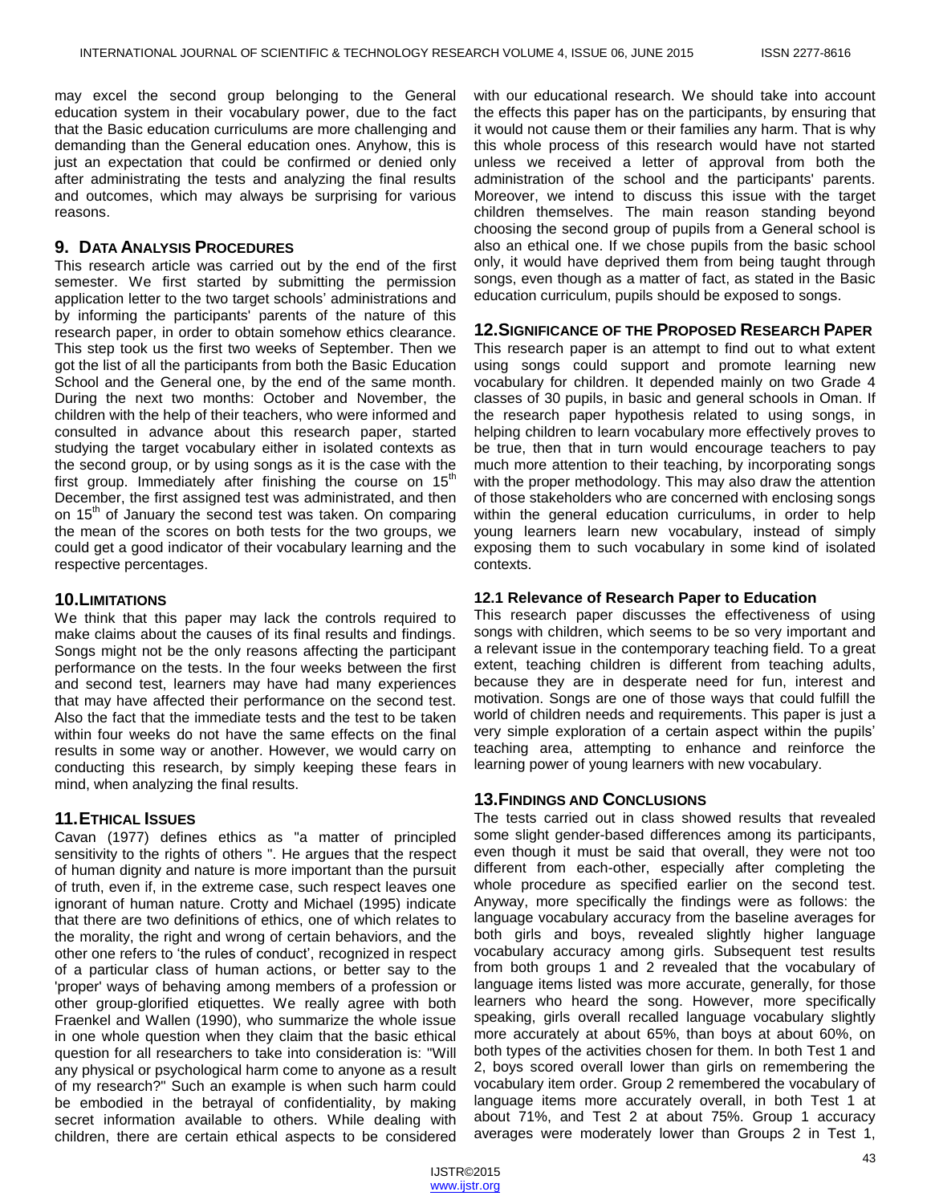may excel the second group belonging to the General education system in their vocabulary power, due to the fact that the Basic education curriculums are more challenging and demanding than the General education ones. Anyhow, this is just an expectation that could be confirmed or denied only after administrating the tests and analyzing the final results and outcomes, which may always be surprising for various reasons.

## 9. Data Analysis Procedures

This research article was carried out by the end of the first semester. We first started by submitting the permission application letter to the two target schools' administrations and by informing the participants' parents of the nature of this research paper, in order to obtain somehow ethics clearance. This step took us the first two weeks of September. Then we got the list of all the participants from both the Basic Education School and the General one, by the end of the same month. During the next two months: October and November, the children with the help of their teachers, who were informed and consulted in advance about this research paper, started studying the target vocabulary either in isolated contexts as the second group, or by using songs as it is the case with the first group. Immediately after finishing the course on 15th December, the first assigned test was administrated, and then on 15th of January the second test was taken. On comparing the mean of the scores on both tests for the two groups, we could get a good indicator of their vocabulary learning and the respective percentages.

## 10. Limitations

We think that this paper may lack the controls required to make claims about the causes of its final results and findings. Songs might not be the only reasons affecting the participant performance on the tests. In the four weeks between the first and second test, learners may have had many experiences that may have affected their performance on the second test. Also the fact that the immediate tests and the test to be taken within four weeks do not have the same effects on the final results in some way or another. However, we would carry on conducting this research, by simply keeping these fears in mind, when analyzing the final results.

## 11. Ethical Issues

Cavan (1977) defines ethics as "a matter of principled sensitivity to the rights of others ". He argues that the respect of human dignity and nature is more important than the pursuit of truth, even if, in the extreme case, such respect leaves one ignorant of human nature. Crotty and Michael (1995) indicate that there are two definitions of ethics, one of which relates to the morality, the right and wrong of certain behaviors, and the other one refers to 'the rules of conduct', recognized in respect of a particular class of human actions, or better say to the 'proper' ways of behaving among members of a profession or other group-glorified etiquettes. We really agree with both Fraenkel and Wallen (1990), who summarize the whole issue in one whole question when they claim that the basic ethical question for all researchers to take into consideration is: "Will any physical or psychological harm come to anyone as a result of my research?" Such an example is when such harm could be embodied in the betrayal of confidentiality, by making secret information available to others. While dealing with children, there are certain ethical aspects to be considered with our educational research. We should take into account the effects this paper has on the participants, by ensuring that it would not cause them or their families any harm. That is why this whole process of this research would have not started unless we received a letter of approval from both the administration of the school and the participants' parents. Moreover, we intend to discuss this issue with the target children themselves. The main reason standing beyond choosing the second group of pupils from a General school is also an ethical one. If we chose pupils from the basic school only, it would have deprived them from being taught through songs, even though as a matter of fact, as stated in the Basic education curriculum, pupils should be exposed to songs.

## 12. Significance of the Proposed Research Paper

This research paper is an attempt to find out to what extent using songs could support and promote learning new vocabulary for children. It depended mainly on two Grade 4 classes of 30 pupils, in basic and general schools in Oman. If the research paper hypothesis related to using songs, in helping children to learn vocabulary more effectively proves to be true, then that in turn would encourage teachers to pay much more attention to their teaching, by incorporating songs with the proper methodology. This may also draw the attention of those stakeholders who are concerned with enclosing songs within the general education curriculums, in order to help young learners learn new vocabulary, instead of simply exposing them to such vocabulary in some kind of isolated contexts.

### 12.1 Relevance of Research Paper to Education

This research paper discusses the effectiveness of using songs with children, which seems to be so very important and a relevant issue in the contemporary teaching field. To a great extent, teaching children is different from teaching adults, because they are in desperate need for fun, interest and motivation. Songs are one of those ways that could fulfill the world of children needs and requirements. This paper is just a very simple exploration of a certain aspect within the pupils' teaching area, attempting to enhance and reinforce the learning power of young learners with new vocabulary.

## 13. Findings and Conclusions

The tests carried out in class showed results that revealed some slight gender-based differences among its participants, even though it must be said that overall, they were not too different from each-other, especially after completing the whole procedure as specified earlier on the second test. Anyway, more specifically the findings were as follows: the language vocabulary accuracy from the baseline averages for both girls and boys, revealed slightly higher language vocabulary accuracy among girls. Subsequent test results from both groups 1 and 2 revealed that the vocabulary of language items listed was more accurate, generally, for those learners who heard the song. However, more specifically speaking, girls overall recalled language vocabulary slightly more accurately at about 65%, than boys at about 60%, on both types of the activities chosen for them. In both Test 1 and 2, boys scored overall lower than girls on remembering the vocabulary item order. Group 2 remembered the vocabulary of language items more accurately overall, in both Test 1 at about 71%, and Test 2 at about 75%. Group 1 accuracy averages were moderately lower than Groups 2 in Test 1,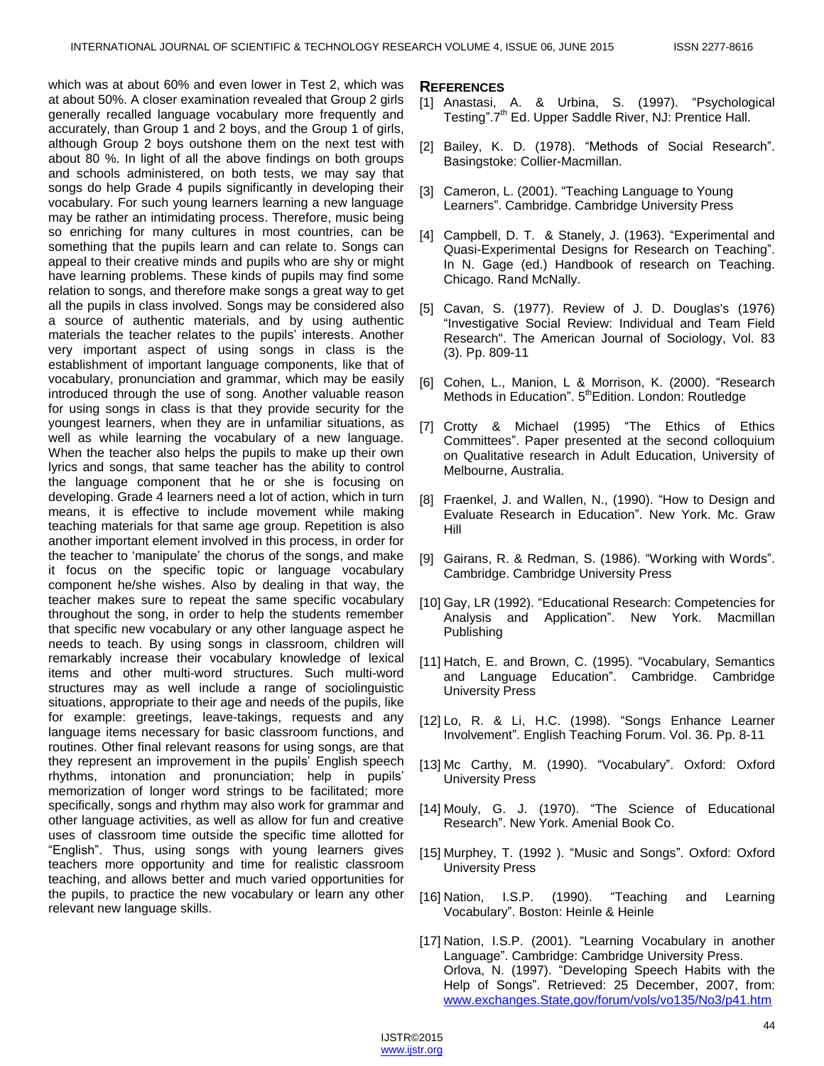which was at about 60% and even lower in Test 2, which was at about 50%. A closer examination revealed that Group 2 girls generally recalled language vocabulary more frequently and accurately, than Group 1 and 2 boys, and the Group 1 of girls, although Group 2 boys outshone them on the next test with about 80 %. In light of all the above findings on both groups and schools administered, on both tests, we may say that songs do help Grade 4 pupils significantly in developing their vocabulary. For such young learners learning a new language may be rather an intimidating process. Therefore, music being so enriching for many cultures in most countries, can be something that the pupils learn and can relate to. Songs can appeal to their creative minds and pupils who are shy or might have learning problems. These kinds of pupils may find some relation to songs, and therefore make songs a great way to get all the pupils in class involved. Songs may be considered also a source of authentic materials, and by using authentic materials the teacher relates to the pupils' interests. Another very important aspect of using songs in class is the establishment of important language components, like that of vocabulary, pronunciation and grammar, which may be easily introduced through the use of song. Another valuable reason for using songs in class is that they provide security for the youngest learners, when they are in unfamiliar situations, as well as while learning the vocabulary of a new language. When the teacher also helps the pupils to make up their own lyrics and songs, that same teacher has the ability to control the language component that he or she is focusing on developing. Grade 4 learners need a lot of action, which in turn means, it is effective to include movement while making teaching materials for that same age group. Repetition is also another important element involved in this process, in order for the teacher to 'manipulate' the chorus of the songs, and make it focus on the specific topic or language vocabulary component he/she wishes. Also by dealing in that way, the teacher makes sure to repeat the same specific vocabulary throughout the song, in order to help the students remember that specific new vocabulary or any other language aspect he needs to teach. By using songs in classroom, children will remarkably increase their vocabulary knowledge of lexical items and other multi-word structures. Such multi-word structures may as well include a range of sociolinguistic situations, appropriate to their age and needs of the pupils, like for example: greetings, leave-takings, requests and any language items necessary for basic classroom functions, and routines. Other final relevant reasons for using songs, are that they represent an improvement in the pupils' English speech rhythms, intonation and pronunciation; help in pupils' memorization of longer word strings to be facilitated; more specifically, songs and rhythm may also work for grammar and other language activities, as well as allow for fun and creative uses of classroom time outside the specific time allotted for "English". Thus, using songs with young learners gives teachers more opportunity and time for realistic classroom teaching, and allows better and much varied opportunities for the pupils, to practice the new vocabulary or learn any other relevant new language skills.

## References

[1] Anastasi, A. & Urbina, S. (1997). "Psychological Testing".7th Ed. Upper Saddle River, NJ: Prentice Hall.

[2] Bailey, K. D. (1978). "Methods of Social Research". Basingstoke: Collier-Macmillan.

[3] Cameron, L. (2001). "Teaching Language to Young Learners". Cambridge. Cambridge University Press

[4] Campbell, D. T. & Stanely, J. (1963). "Experimental and Quasi-Experimental Designs for Research on Teaching". In N. Gage (ed.) Handbook of research on Teaching. Chicago. Rand McNally.

[5] Cavan, S. (1977). Review of J. D. Douglas's (1976) "Investigative Social Review: Individual and Team Field Research". The American Journal of Sociology, Vol. 83 (3). Pp. 809-11

[6] Cohen, L., Manion, L & Morrison, K. (2000). "Research Methods in Education". 5thEdition. London: Routledge

[7] Crotty & Michael (1995) "The Ethics of Ethics Committees". Paper presented at the second colloquium on Qualitative research in Adult Education, University of Melbourne, Australia.

[8] Fraenkel, J. and Wallen, N., (1990). "How to Design and Evaluate Research in Education". New York. Mc. Graw Hill

[9] Gairans, R. & Redman, S. (1986). "Working with Words". Cambridge. Cambridge University Press

[10] Gay, LR (1992). "Educational Research: Competencies for Analysis and Application". New York. Macmillan Publishing

[11] Hatch, E. and Brown, C. (1995). "Vocabulary, Semantics and Language Education". Cambridge. Cambridge University Press

[12] Lo, R. & Li, H.C. (1998). "Songs Enhance Learner Involvement". English Teaching Forum. Vol. 36. Pp. 8-11

[13] Mc Carthy, M. (1990). "Vocabulary". Oxford: Oxford University Press

[14] Mouly, G. J. (1970). "The Science of Educational Research". New York. Amenial Book Co.

[15] Murphey, T. (1992 ). "Music and Songs". Oxford: Oxford University Press

[16] Nation, I.S.P. (1990). "Teaching and Learning Vocabulary". Boston: Heinle & Heinle

[17] Nation, I.S.P. (2001). "Learning Vocabulary in another Language". Cambridge: Cambridge University Press.
Orlova, N. (1997). "Developing Speech Habits with the Help of Songs". Retrieved: 25 December, 2007, from: www.exchanges.State,gov/forum/vols/vo135/No3/p41.htm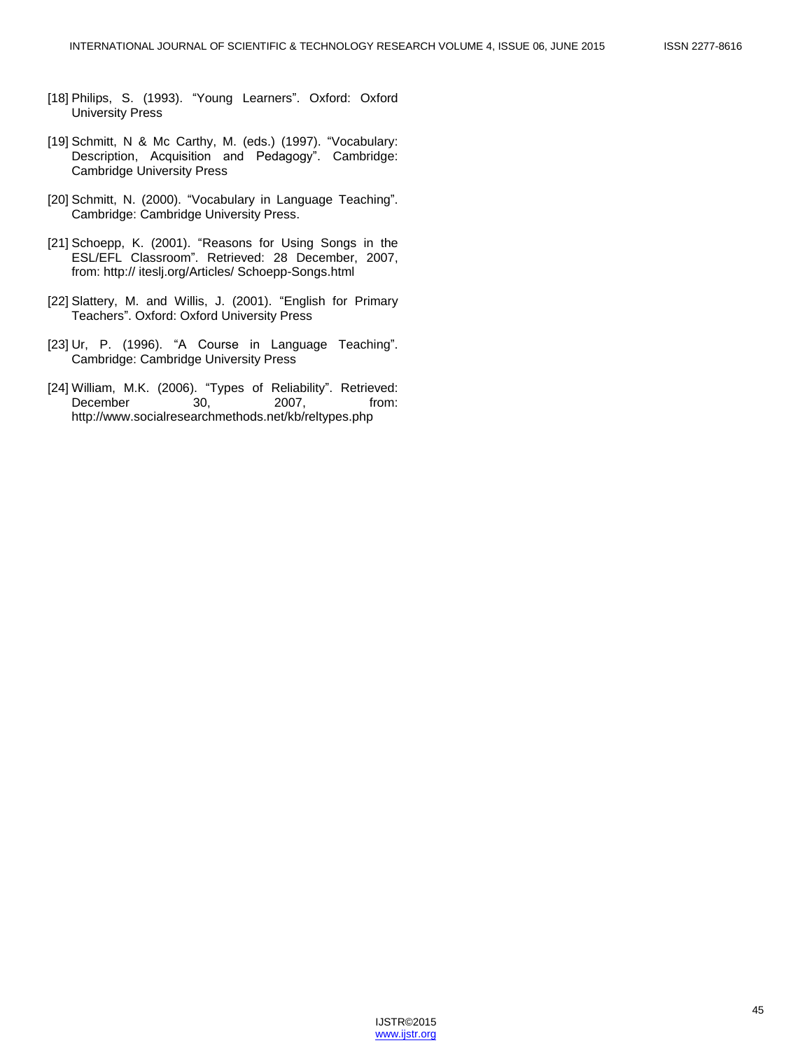[18] Philips, S. (1993). "Young Learners". Oxford: Oxford University Press

[19] Schmitt, N & Mc Carthy, M. (eds.) (1997). "Vocabulary: Description, Acquisition and Pedagogy". Cambridge: Cambridge University Press

[20] Schmitt, N. (2000). "Vocabulary in Language Teaching". Cambridge: Cambridge University Press.

[21] Schoepp, K. (2001). "Reasons for Using Songs in the ESL/EFL Classroom". Retrieved: 28 December, 2007, from: http:// iteslj.org/Articles/ Schoepp-Songs.html

[22] Slattery, M. and Willis, J. (2001). "English for Primary Teachers". Oxford: Oxford University Press

[23] Ur, P. (1996). "A Course in Language Teaching". Cambridge: Cambridge University Press

[24] William, M.K. (2006). "Types of Reliability". Retrieved: December 30, 2007, from: http://www.socialresearchmethods.net/kb/reltypes.php